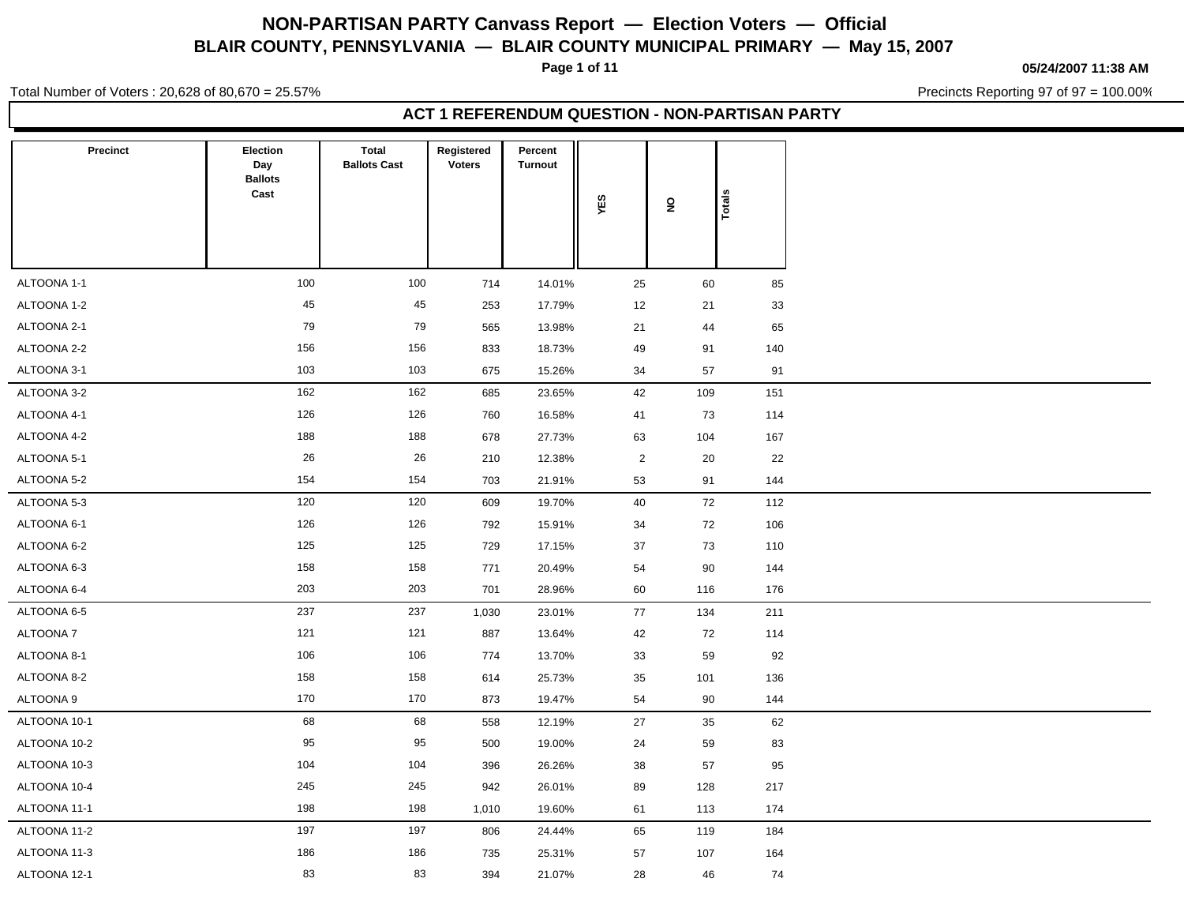# NON-PARTISAN PARTY Canvass Report — Election Voters — Official

## BLAIR COUNTY, PENNSYLVANIA — BLAIR COUNTY MUNICIPAL PRIMARY — May 15, 2007

05/24/2007 11:38 AM

Total Number of Voters : 20,628 of 80,670 = 25.57%

Precincts Reporting 97 of 97 = 100.00%

### ACT 1 REFERENDUM QUESTION - NON-PARTISAN PARTY

| Precinct | Election Day Ballots Cast | Total Ballots Cast | Registered Voters | Percent Turnout | YES | NO | Totals |
|---|---|---|---|---|---|---|---|
| ALTOONA 1-1 | 100 | 100 | 714 | 14.01% | 25 | 60 | 85 |
| ALTOONA 1-2 | 45 | 45 | 253 | 17.79% | 12 | 21 | 33 |
| ALTOONA 2-1 | 79 | 79 | 565 | 13.98% | 21 | 44 | 65 |
| ALTOONA 2-2 | 156 | 156 | 833 | 18.73% | 49 | 91 | 140 |
| ALTOONA 3-1 | 103 | 103 | 675 | 15.26% | 34 | 57 | 91 |
| ALTOONA 3-2 | 162 | 162 | 685 | 23.65% | 42 | 109 | 151 |
| ALTOONA 4-1 | 126 | 126 | 760 | 16.58% | 41 | 73 | 114 |
| ALTOONA 4-2 | 188 | 188 | 678 | 27.73% | 63 | 104 | 167 |
| ALTOONA 5-1 | 26 | 26 | 210 | 12.38% | 2 | 20 | 22 |
| ALTOONA 5-2 | 154 | 154 | 703 | 21.91% | 53 | 91 | 144 |
| ALTOONA 5-3 | 120 | 120 | 609 | 19.70% | 40 | 72 | 112 |
| ALTOONA 6-1 | 126 | 126 | 792 | 15.91% | 34 | 72 | 106 |
| ALTOONA 6-2 | 125 | 125 | 729 | 17.15% | 37 | 73 | 110 |
| ALTOONA 6-3 | 158 | 158 | 771 | 20.49% | 54 | 90 | 144 |
| ALTOONA 6-4 | 203 | 203 | 701 | 28.96% | 60 | 116 | 176 |
| ALTOONA 6-5 | 237 | 237 | 1,030 | 23.01% | 77 | 134 | 211 |
| ALTOONA 7 | 121 | 121 | 887 | 13.64% | 42 | 72 | 114 |
| ALTOONA 8-1 | 106 | 106 | 774 | 13.70% | 33 | 59 | 92 |
| ALTOONA 8-2 | 158 | 158 | 614 | 25.73% | 35 | 101 | 136 |
| ALTOONA 9 | 170 | 170 | 873 | 19.47% | 54 | 90 | 144 |
| ALTOONA 10-1 | 68 | 68 | 558 | 12.19% | 27 | 35 | 62 |
| ALTOONA 10-2 | 95 | 95 | 500 | 19.00% | 24 | 59 | 83 |
| ALTOONA 10-3 | 104 | 104 | 396 | 26.26% | 38 | 57 | 95 |
| ALTOONA 10-4 | 245 | 245 | 942 | 26.01% | 89 | 128 | 217 |
| ALTOONA 11-1 | 198 | 198 | 1,010 | 19.60% | 61 | 113 | 174 |
| ALTOONA 11-2 | 197 | 197 | 806 | 24.44% | 65 | 119 | 184 |
| ALTOONA 11-3 | 186 | 186 | 735 | 25.31% | 57 | 107 | 164 |
| ALTOONA 12-1 | 83 | 83 | 394 | 21.07% | 28 | 46 | 74 |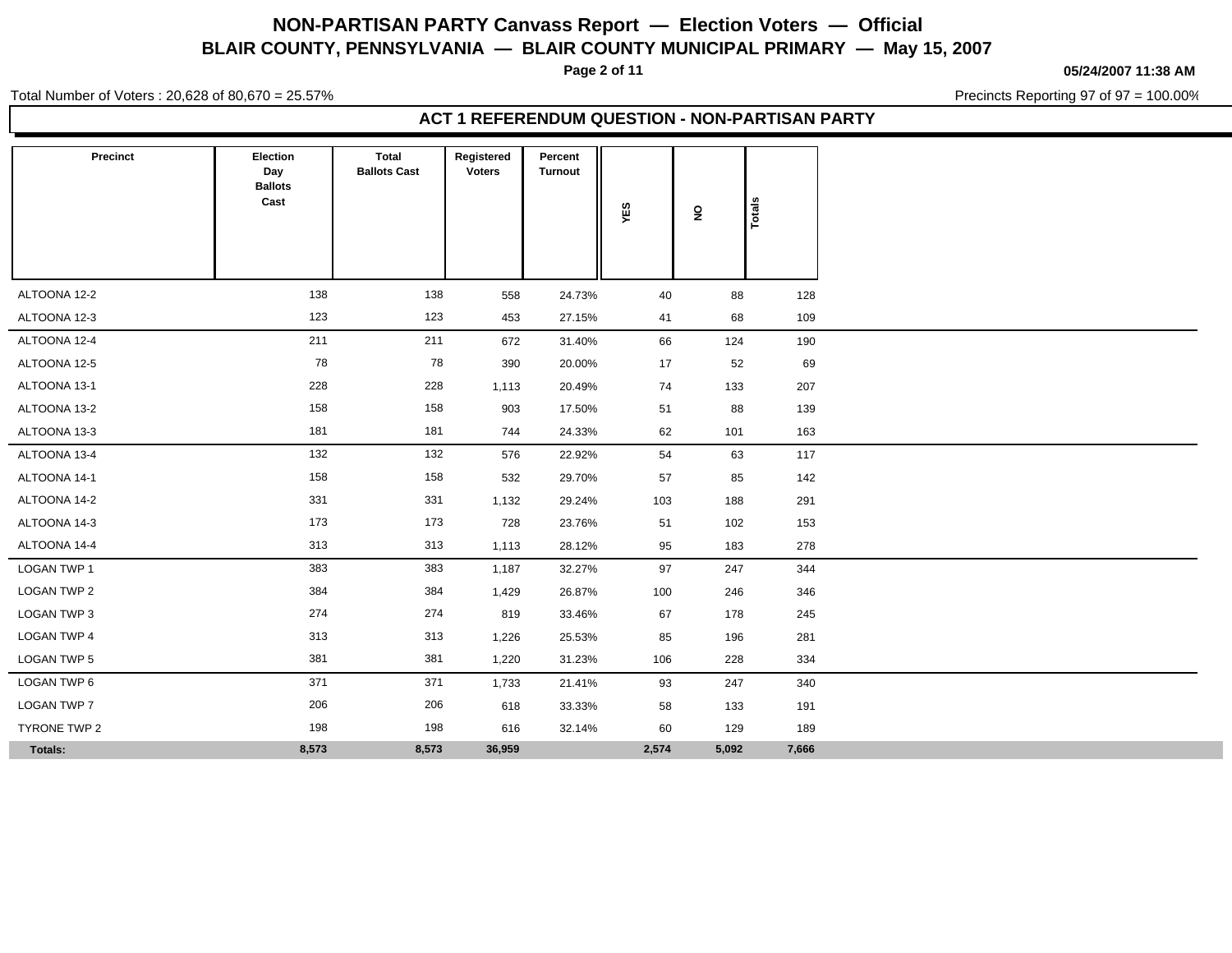# NON-PARTISAN PARTY Canvass Report — Election Voters — Official

## BLAIR COUNTY, PENNSYLVANIA — BLAIR COUNTY MUNICIPAL PRIMARY — May 15, 2007

05/24/2007 11:38 AM

Total Number of Voters : 20,628 of 80,670 = 25.57%

Precincts Reporting 97 of 97 = 100.00%

### ACT 1 REFERENDUM QUESTION - NON-PARTISAN PARTY

| Precinct | Election Day Ballots Cast | Total Ballots Cast | Registered Voters | Percent Turnout | YES | NO | Totals |
|---|---|---|---|---|---|---|---|
| ALTOONA 12-2 | 138 | 138 | 558 | 24.73% | 40 | 88 | 128 |
| ALTOONA 12-3 | 123 | 123 | 453 | 27.15% | 41 | 68 | 109 |
| ALTOONA 12-4 | 211 | 211 | 672 | 31.40% | 66 | 124 | 190 |
| ALTOONA 12-5 | 78 | 78 | 390 | 20.00% | 17 | 52 | 69 |
| ALTOONA 13-1 | 228 | 228 | 1,113 | 20.49% | 74 | 133 | 207 |
| ALTOONA 13-2 | 158 | 158 | 903 | 17.50% | 51 | 88 | 139 |
| ALTOONA 13-3 | 181 | 181 | 744 | 24.33% | 62 | 101 | 163 |
| ALTOONA 13-4 | 132 | 132 | 576 | 22.92% | 54 | 63 | 117 |
| ALTOONA 14-1 | 158 | 158 | 532 | 29.70% | 57 | 85 | 142 |
| ALTOONA 14-2 | 331 | 331 | 1,132 | 29.24% | 103 | 188 | 291 |
| ALTOONA 14-3 | 173 | 173 | 728 | 23.76% | 51 | 102 | 153 |
| ALTOONA 14-4 | 313 | 313 | 1,113 | 28.12% | 95 | 183 | 278 |
| LOGAN TWP 1 | 383 | 383 | 1,187 | 32.27% | 97 | 247 | 344 |
| LOGAN TWP 2 | 384 | 384 | 1,429 | 26.87% | 100 | 246 | 346 |
| LOGAN TWP 3 | 274 | 274 | 819 | 33.46% | 67 | 178 | 245 |
| LOGAN TWP 4 | 313 | 313 | 1,226 | 25.53% | 85 | 196 | 281 |
| LOGAN TWP 5 | 381 | 381 | 1,220 | 31.23% | 106 | 228 | 334 |
| LOGAN TWP 6 | 371 | 371 | 1,733 | 21.41% | 93 | 247 | 340 |
| LOGAN TWP 7 | 206 | 206 | 618 | 33.33% | 58 | 133 | 191 |
| TYRONE TWP 2 | 198 | 198 | 616 | 32.14% | 60 | 129 | 189 |
| **Totals:** | **8,573** | **8,573** | **36,959** | | **2,574** | **5,092** | **7,666** |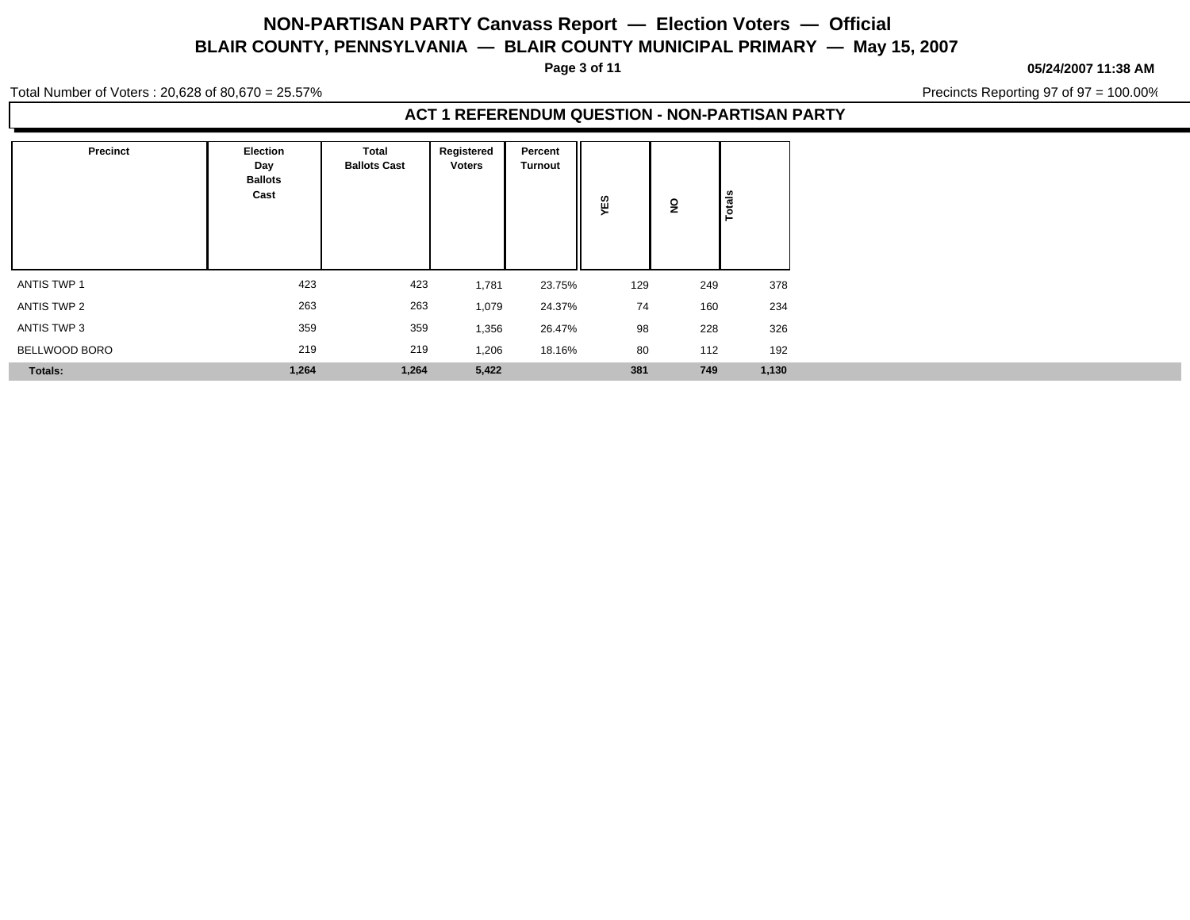# NON-PARTISAN PARTY Canvass Report — Election Voters — Official

## BLAIR COUNTY, PENNSYLVANIA — BLAIR COUNTY MUNICIPAL PRIMARY — May 15, 2007

**05/24/2007 11:38 AM**

Total Number of Voters : 20,628 of 80,670 = 25.57%

Precincts Reporting 97 of 97 = 100.00%

### ACT 1 REFERENDUM QUESTION - NON-PARTISAN PARTY

| Precinct | Election Day Ballots Cast | Total Ballots Cast | Registered Voters | Percent Turnout | YES | NO | Totals |
|---|---|---|---|---|---|---|---|
| ANTIS TWP 1 | 423 | 423 | 1,781 | 23.75% | 129 | 249 | 378 |
| ANTIS TWP 2 | 263 | 263 | 1,079 | 24.37% | 74 | 160 | 234 |
| ANTIS TWP 3 | 359 | 359 | 1,356 | 26.47% | 98 | 228 | 326 |
| BELLWOOD BORO | 219 | 219 | 1,206 | 18.16% | 80 | 112 | 192 |
| **Totals:** | **1,264** | **1,264** | **5,422** | | **381** | **749** | **1,130** |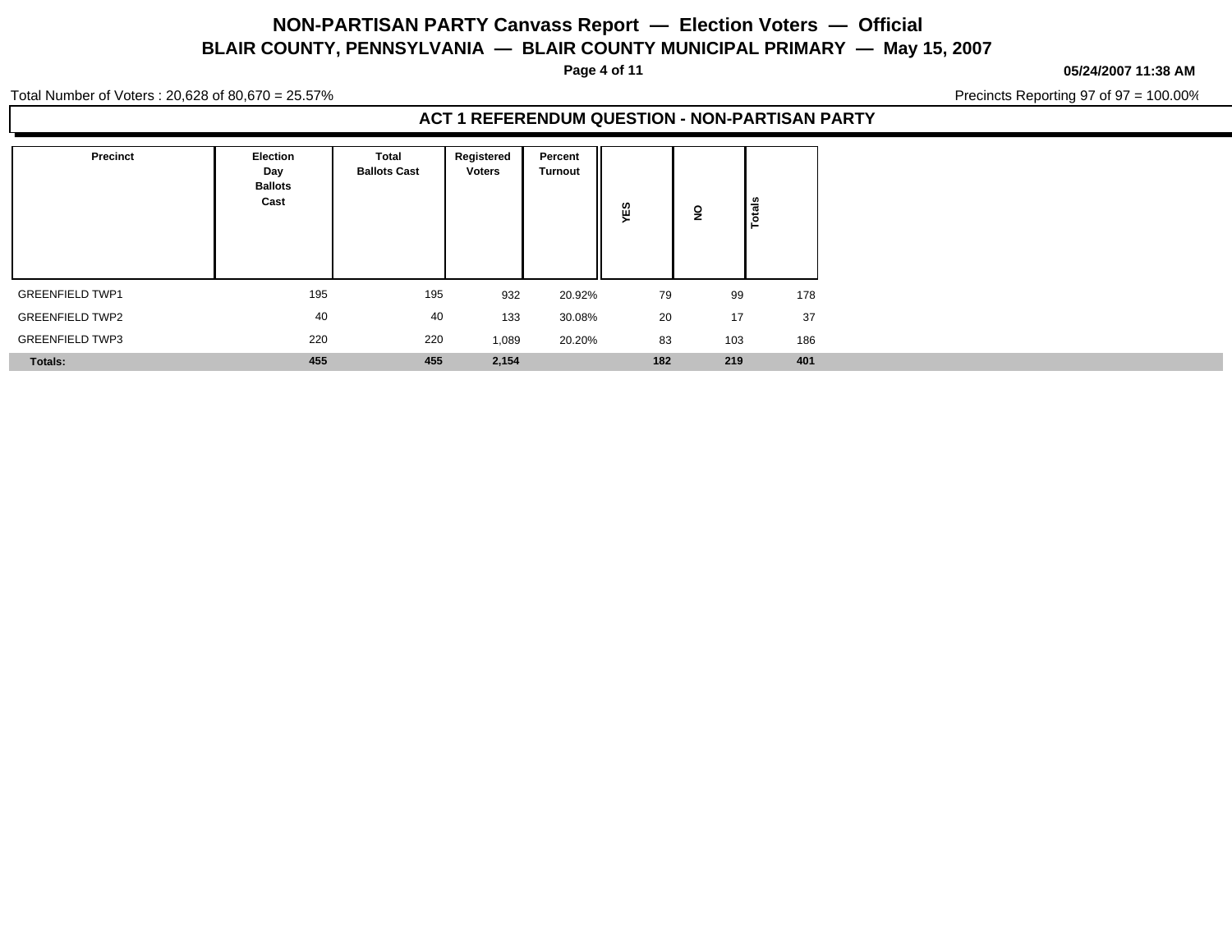# NON-PARTISAN PARTY Canvass Report — Election Voters — Official

## BLAIR COUNTY, PENNSYLVANIA — BLAIR COUNTY MUNICIPAL PRIMARY — May 15, 2007

05/24/2007 11:38 AM

Total Number of Voters : 20,628 of 80,670 = 25.57%

Precincts Reporting 97 of 97 = 100.00%

### ACT 1 REFERENDUM QUESTION - NON-PARTISAN PARTY

| Precinct | Election Day Ballots Cast | Total Ballots Cast | Registered Voters | Percent Turnout | YES | NO | Totals |
|---|---|---|---|---|---|---|---|
| GREENFIELD TWP1 | 195 | 195 | 932 | 20.92% | 79 | 99 | 178 |
| GREENFIELD TWP2 | 40 | 40 | 133 | 30.08% | 20 | 17 | 37 |
| GREENFIELD TWP3 | 220 | 220 | 1,089 | 20.20% | 83 | 103 | 186 |
| **Totals:** | **455** | **455** | **2,154** | | **182** | **219** | **401** |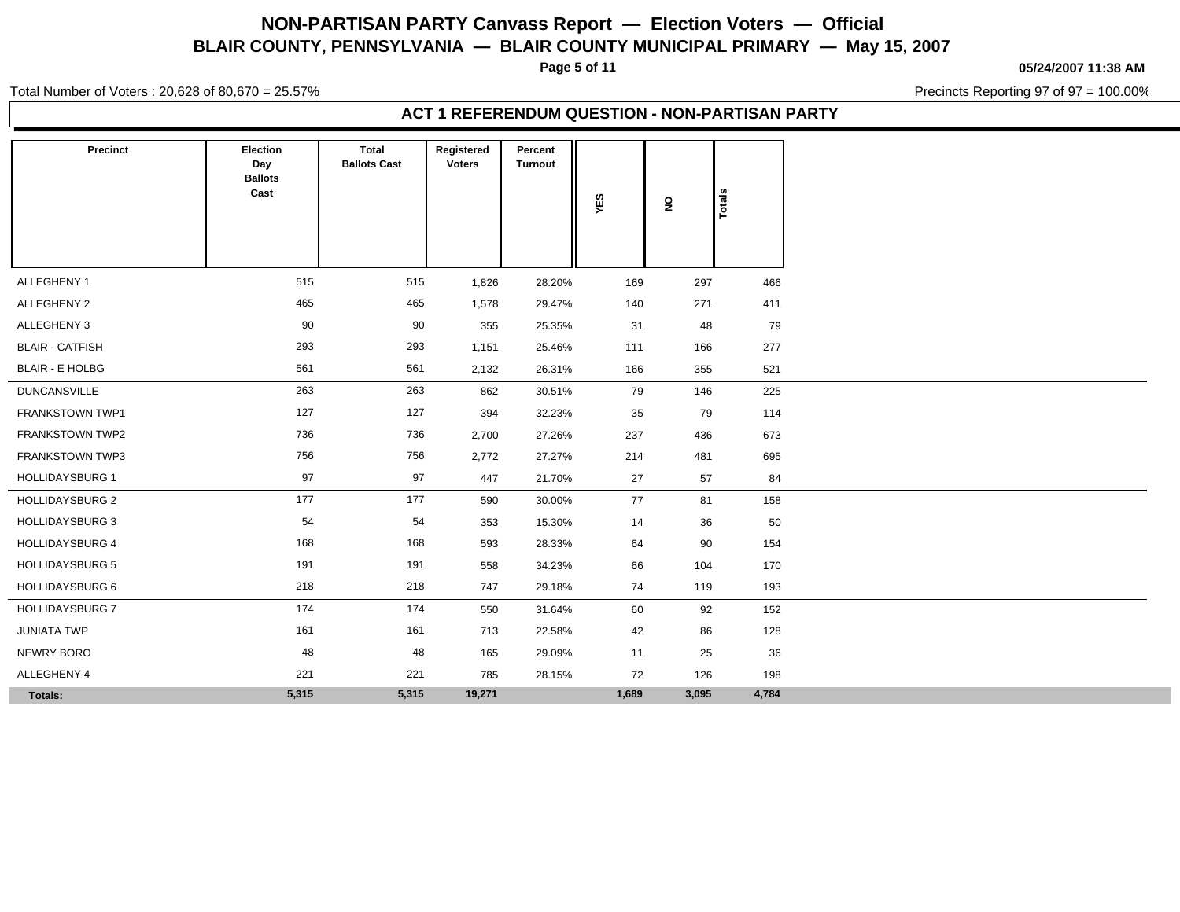# NON-PARTISAN PARTY Canvass Report — Election Voters — Official

## BLAIR COUNTY, PENNSYLVANIA — BLAIR COUNTY MUNICIPAL PRIMARY — May 15, 2007

**05/24/2007 11:38 AM**

Total Number of Voters : 20,628 of 80,670 = 25.57%

Precincts Reporting 97 of 97 = 100.00%

### ACT 1 REFERENDUM QUESTION - NON-PARTISAN PARTY

| Precinct | Election Day Ballots Cast | Total Ballots Cast | Registered Voters | Percent Turnout | YES | NO | Totals |
|---|---|---|---|---|---|---|---|
| ALLEGHENY 1 | 515 | 515 | 1,826 | 28.20% | 169 | 297 | 466 |
| ALLEGHENY 2 | 465 | 465 | 1,578 | 29.47% | 140 | 271 | 411 |
| ALLEGHENY 3 | 90 | 90 | 355 | 25.35% | 31 | 48 | 79 |
| BLAIR - CATFISH | 293 | 293 | 1,151 | 25.46% | 111 | 166 | 277 |
| BLAIR - E HOLBG | 561 | 561 | 2,132 | 26.31% | 166 | 355 | 521 |
| DUNCANSVILLE | 263 | 263 | 862 | 30.51% | 79 | 146 | 225 |
| FRANKSTOWN TWP1 | 127 | 127 | 394 | 32.23% | 35 | 79 | 114 |
| FRANKSTOWN TWP2 | 736 | 736 | 2,700 | 27.26% | 237 | 436 | 673 |
| FRANKSTOWN TWP3 | 756 | 756 | 2,772 | 27.27% | 214 | 481 | 695 |
| HOLLIDAYSBURG 1 | 97 | 97 | 447 | 21.70% | 27 | 57 | 84 |
| HOLLIDAYSBURG 2 | 177 | 177 | 590 | 30.00% | 77 | 81 | 158 |
| HOLLIDAYSBURG 3 | 54 | 54 | 353 | 15.30% | 14 | 36 | 50 |
| HOLLIDAYSBURG 4 | 168 | 168 | 593 | 28.33% | 64 | 90 | 154 |
| HOLLIDAYSBURG 5 | 191 | 191 | 558 | 34.23% | 66 | 104 | 170 |
| HOLLIDAYSBURG 6 | 218 | 218 | 747 | 29.18% | 74 | 119 | 193 |
| HOLLIDAYSBURG 7 | 174 | 174 | 550 | 31.64% | 60 | 92 | 152 |
| JUNIATA TWP | 161 | 161 | 713 | 22.58% | 42 | 86 | 128 |
| NEWRY BORO | 48 | 48 | 165 | 29.09% | 11 | 25 | 36 |
| ALLEGHENY 4 | 221 | 221 | 785 | 28.15% | 72 | 126 | 198 |
| **Totals:** | **5,315** | **5,315** | **19,271** | | **1,689** | **3,095** | **4,784** |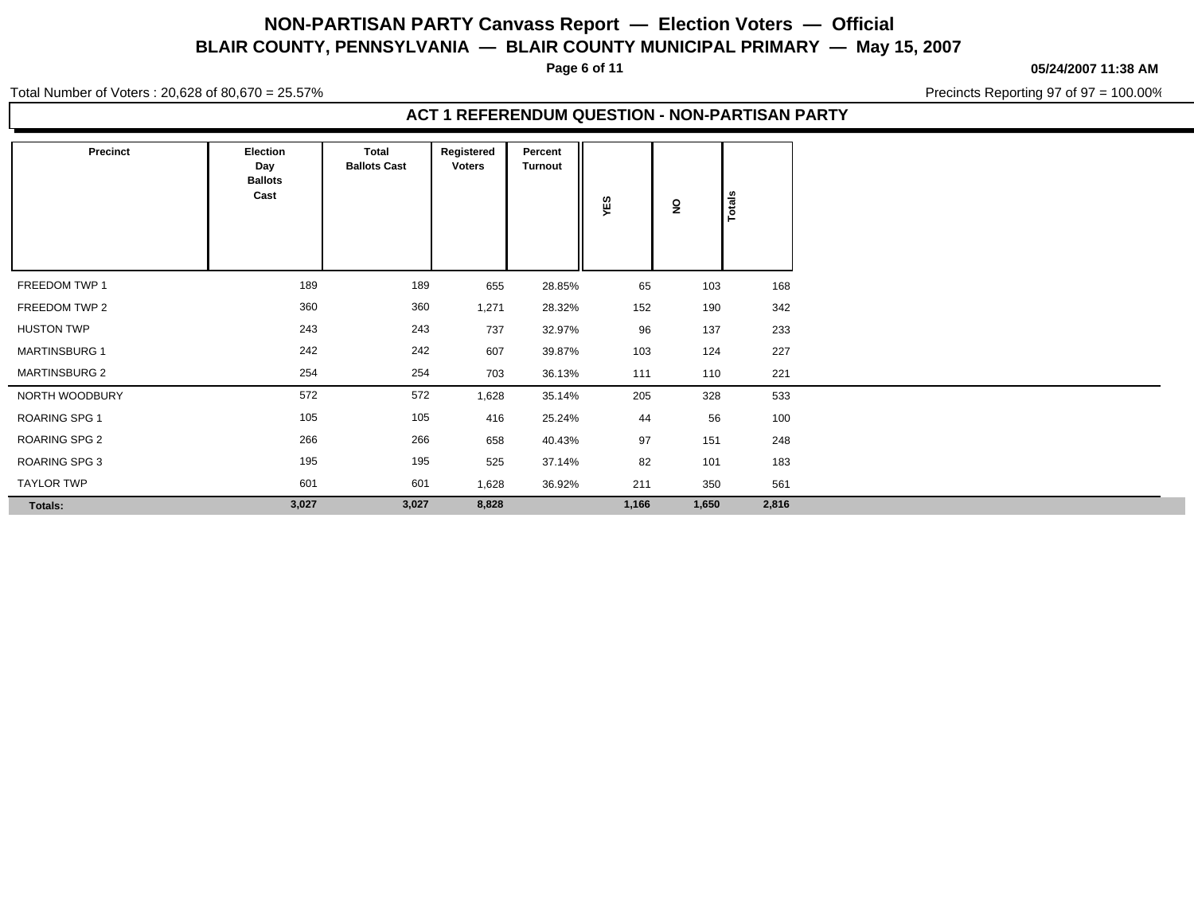# NON-PARTISAN PARTY Canvass Report — Election Voters — Official

## BLAIR COUNTY, PENNSYLVANIA — BLAIR COUNTY MUNICIPAL PRIMARY — May 15, 2007

05/24/2007 11:38 AM

Total Number of Voters : 20,628 of 80,670 = 25.57%

Precincts Reporting 97 of 97 = 100.00%

### ACT 1 REFERENDUM QUESTION - NON-PARTISAN PARTY

| Precinct | Election Day Ballots Cast | Total Ballots Cast | Registered Voters | Percent Turnout | YES | NO | Totals |
|---|---|---|---|---|---|---|---|
| FREEDOM TWP 1 | 189 | 189 | 655 | 28.85% | 65 | 103 | 168 |
| FREEDOM TWP 2 | 360 | 360 | 1,271 | 28.32% | 152 | 190 | 342 |
| HUSTON TWP | 243 | 243 | 737 | 32.97% | 96 | 137 | 233 |
| MARTINSBURG 1 | 242 | 242 | 607 | 39.87% | 103 | 124 | 227 |
| MARTINSBURG 2 | 254 | 254 | 703 | 36.13% | 111 | 110 | 221 |
| NORTH WOODBURY | 572 | 572 | 1,628 | 35.14% | 205 | 328 | 533 |
| ROARING SPG 1 | 105 | 105 | 416 | 25.24% | 44 | 56 | 100 |
| ROARING SPG 2 | 266 | 266 | 658 | 40.43% | 97 | 151 | 248 |
| ROARING SPG 3 | 195 | 195 | 525 | 37.14% | 82 | 101 | 183 |
| TAYLOR TWP | 601 | 601 | 1,628 | 36.92% | 211 | 350 | 561 |
| **Totals:** | **3,027** | **3,027** | **8,828** | | **1,166** | **1,650** | **2,816** |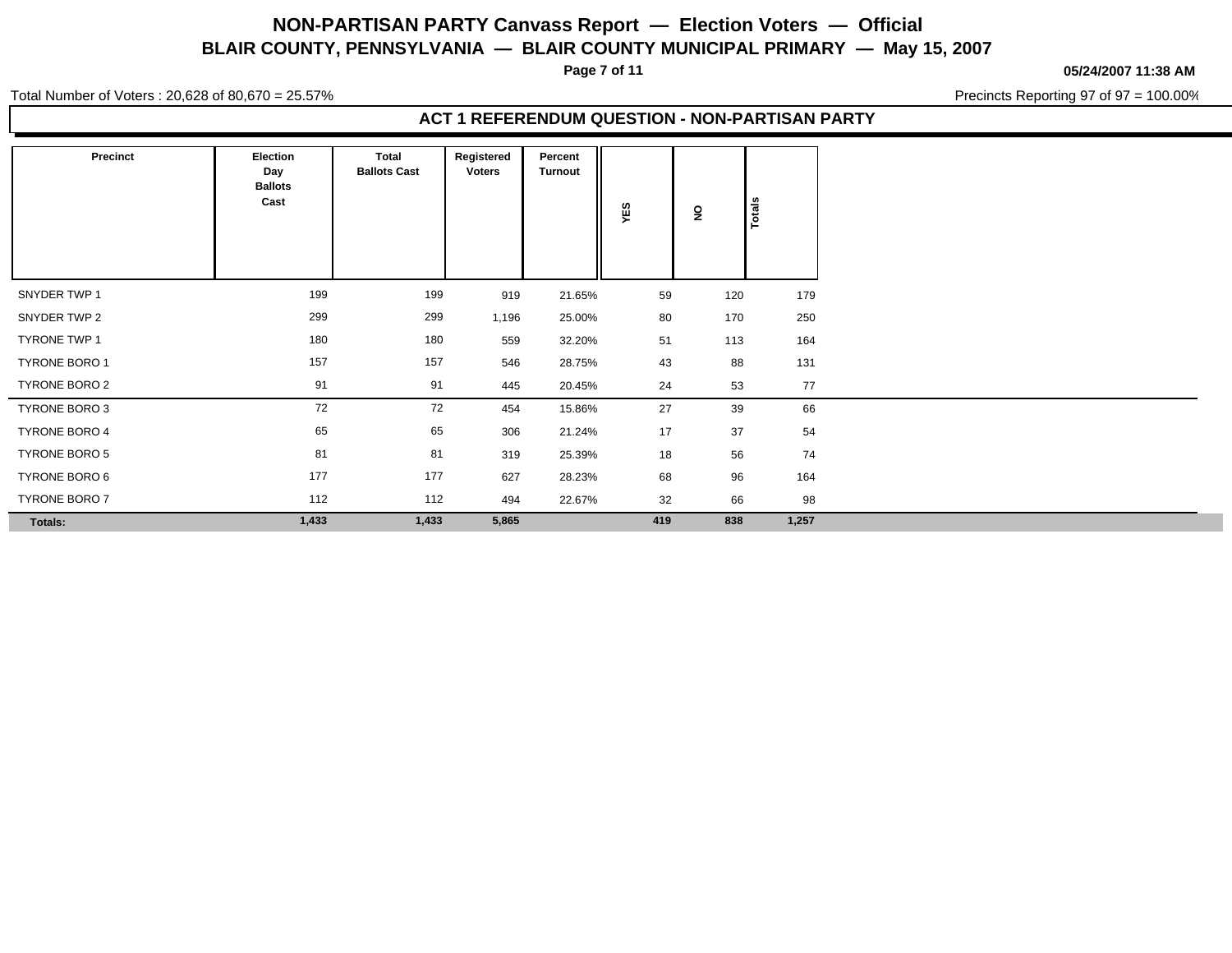# NON-PARTISAN PARTY Canvass Report — Election Voters — Official

## BLAIR COUNTY, PENNSYLVANIA — BLAIR COUNTY MUNICIPAL PRIMARY — May 15, 2007

05/24/2007 11:38 AM

Total Number of Voters : 20,628 of 80,670 = 25.57%

Precincts Reporting 97 of 97 = 100.00%

### ACT 1 REFERENDUM QUESTION - NON-PARTISAN PARTY

| Precinct | Election Day Ballots Cast | Total Ballots Cast | Registered Voters | Percent Turnout | YES | NO | Totals |
|---|---|---|---|---|---|---|---|
| SNYDER TWP 1 | 199 | 199 | 919 | 21.65% | 59 | 120 | 179 |
| SNYDER TWP 2 | 299 | 299 | 1,196 | 25.00% | 80 | 170 | 250 |
| TYRONE TWP 1 | 180 | 180 | 559 | 32.20% | 51 | 113 | 164 |
| TYRONE BORO 1 | 157 | 157 | 546 | 28.75% | 43 | 88 | 131 |
| TYRONE BORO 2 | 91 | 91 | 445 | 20.45% | 24 | 53 | 77 |
| TYRONE BORO 3 | 72 | 72 | 454 | 15.86% | 27 | 39 | 66 |
| TYRONE BORO 4 | 65 | 65 | 306 | 21.24% | 17 | 37 | 54 |
| TYRONE BORO 5 | 81 | 81 | 319 | 25.39% | 18 | 56 | 74 |
| TYRONE BORO 6 | 177 | 177 | 627 | 28.23% | 68 | 96 | 164 |
| TYRONE BORO 7 | 112 | 112 | 494 | 22.67% | 32 | 66 | 98 |
| **Totals:** | **1,433** | **1,433** | **5,865** | | **419** | **838** | **1,257** |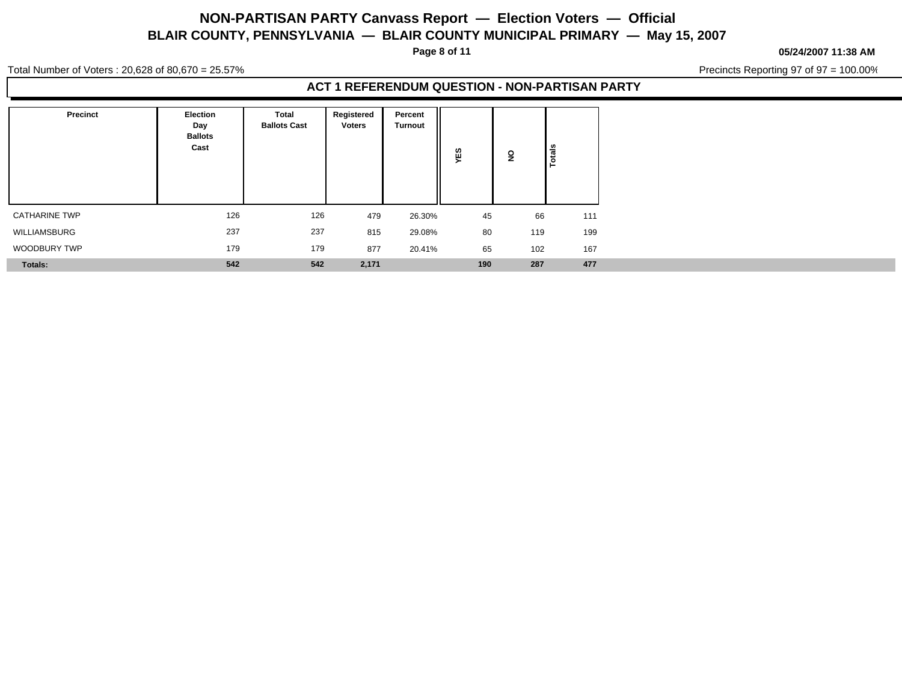# NON-PARTISAN PARTY Canvass Report — Election Voters — Official

## BLAIR COUNTY, PENNSYLVANIA — BLAIR COUNTY MUNICIPAL PRIMARY — May 15, 2007

05/24/2007 11:38 AM

Total Number of Voters : 20,628 of 80,670 = 25.57%

Precincts Reporting 97 of 97 = 100.00%

### ACT 1 REFERENDUM QUESTION - NON-PARTISAN PARTY

| Precinct | Election Day Ballots Cast | Total Ballots Cast | Registered Voters | Percent Turnout | YES | NO | Totals |
|---|---|---|---|---|---|---|---|
| CATHARINE TWP | 126 | 126 | 479 | 26.30% | 45 | 66 | 111 |
| WILLIAMSBURG | 237 | 237 | 815 | 29.08% | 80 | 119 | 199 |
| WOODBURY TWP | 179 | 179 | 877 | 20.41% | 65 | 102 | 167 |
| **Totals:** | **542** | **542** | **2,171** | | **190** | **287** | **477** |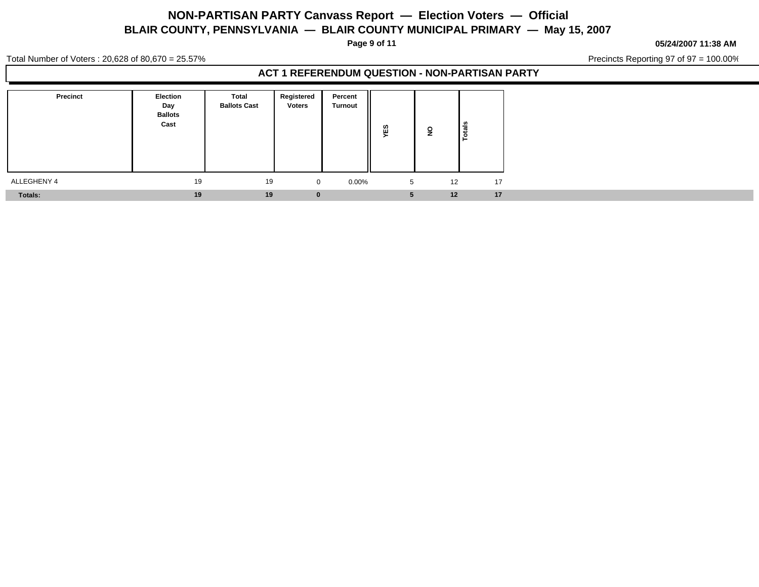# NON-PARTISAN PARTY Canvass Report — Election Voters — Official

## BLAIR COUNTY, PENNSYLVANIA — BLAIR COUNTY MUNICIPAL PRIMARY — May 15, 2007

05/24/2007 11:38 AM

Total Number of Voters : 20,628 of 80,670 = 25.57%

Precincts Reporting 97 of 97 = 100.00%

### ACT 1 REFERENDUM QUESTION - NON-PARTISAN PARTY

| Precinct | Election Day Ballots Cast | Total Ballots Cast | Registered Voters | Percent Turnout | YES | NO | Totals |
|---|---|---|---|---|---|---|---|
| ALLEGHENY 4 | 19 | 19 | 0 | 0.00% | 5 | 12 | 17 |
| **Totals:** | **19** | **19** | **0** | | **5** | **12** | **17** |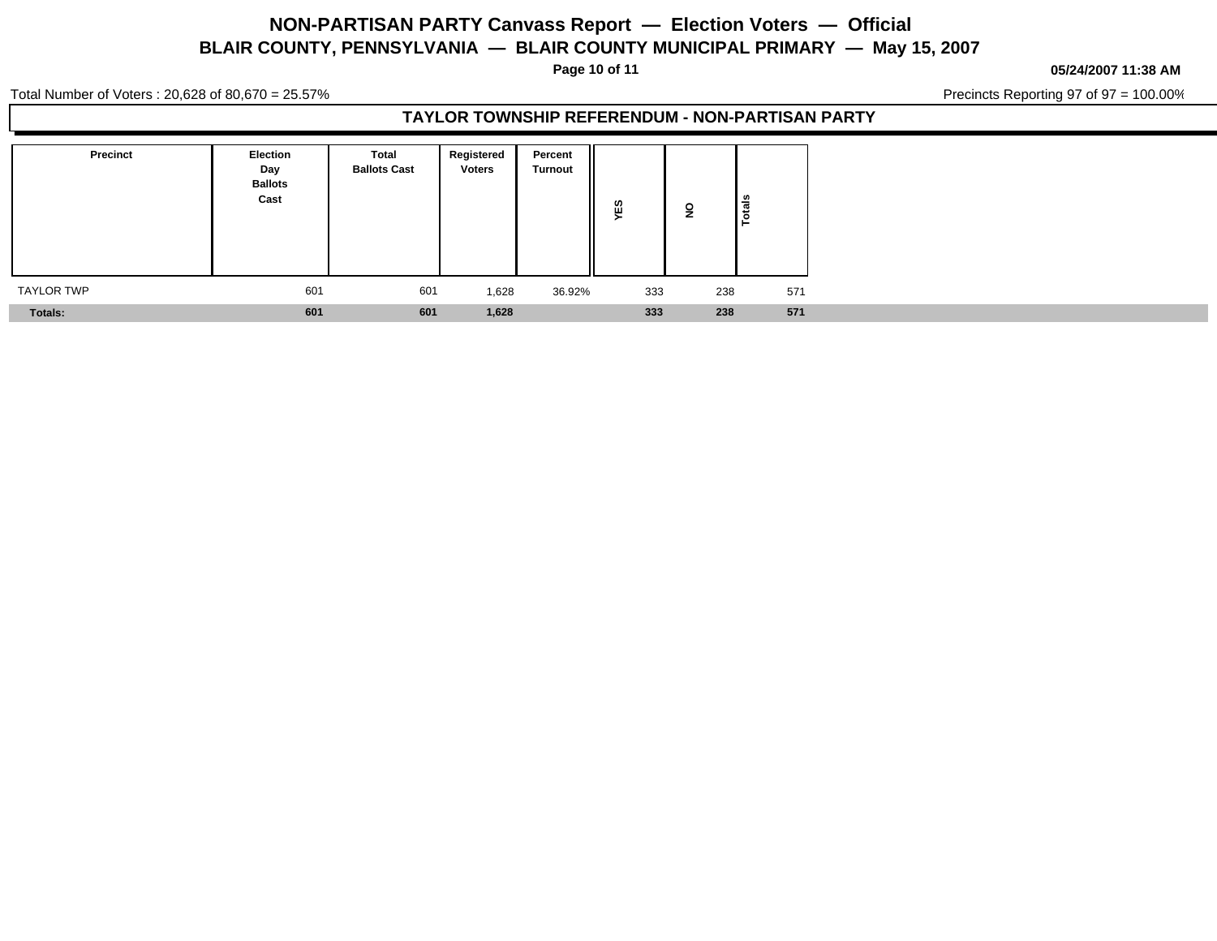# NON-PARTISAN PARTY Canvass Report — Election Voters — Official

## BLAIR COUNTY, PENNSYLVANIA — BLAIR COUNTY MUNICIPAL PRIMARY — May 15, 2007

05/24/2007 11:38 AM

Total Number of Voters : 20,628 of 80,670 = 25.57%

Precincts Reporting 97 of 97 = 100.00%

### TAYLOR TOWNSHIP REFERENDUM - NON-PARTISAN PARTY

| Precinct | Election Day Ballots Cast | Total Ballots Cast | Registered Voters | Percent Turnout | YES | NO | Totals |
|---|---|---|---|---|---|---|---|
| TAYLOR TWP | 601 | 601 | 1,628 | 36.92% | 333 | 238 | 571 |
| **Totals:** | **601** | **601** | **1,628** | | **333** | **238** | **571** |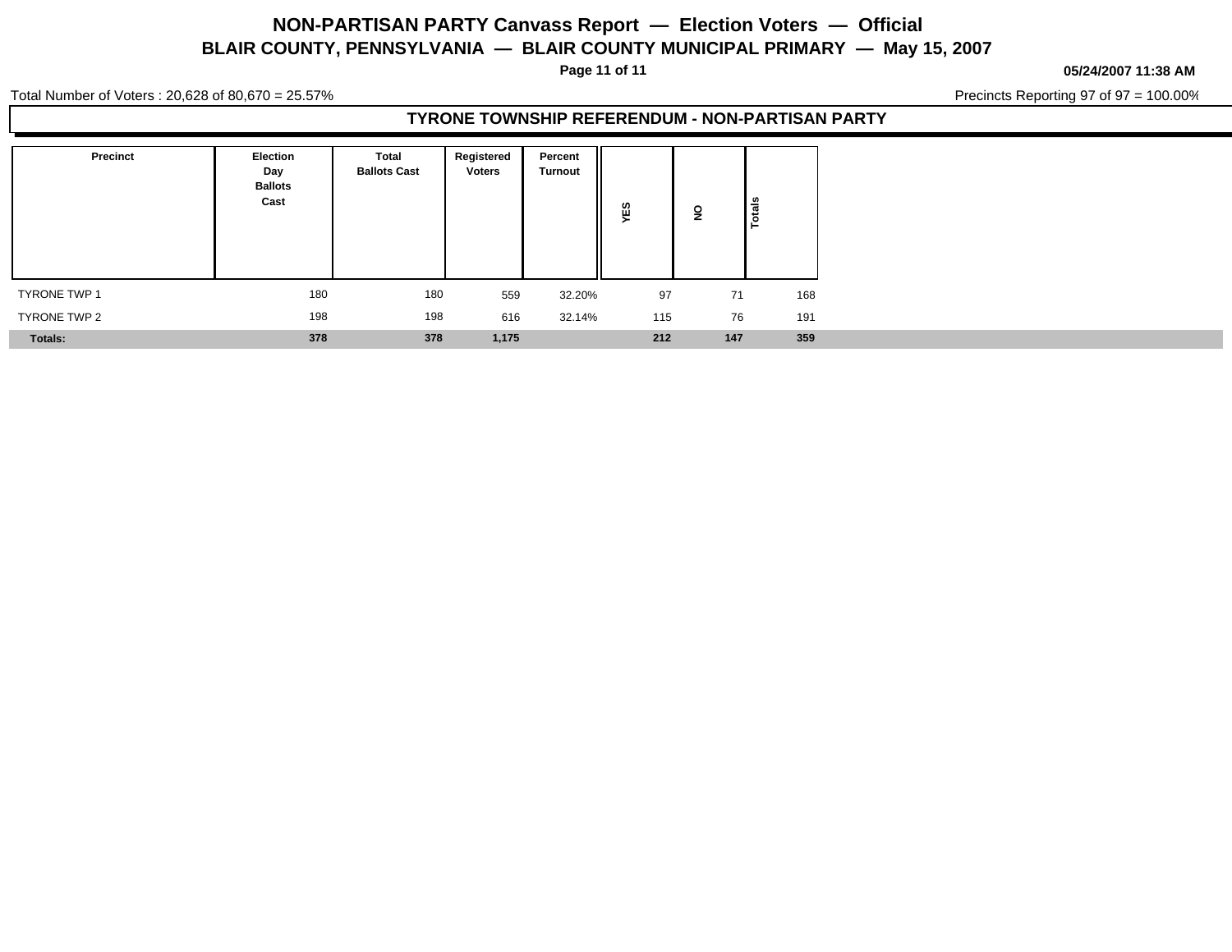# NON-PARTISAN PARTY Canvass Report — Election Voters — Official

## BLAIR COUNTY, PENNSYLVANIA — BLAIR COUNTY MUNICIPAL PRIMARY — May 15, 2007

05/24/2007 11:38 AM

Total Number of Voters : 20,628 of 80,670 = 25.57%

Precincts Reporting 97 of 97 = 100.00%

### TYRONE TOWNSHIP REFERENDUM - NON-PARTISAN PARTY

| Precinct | Election Day Ballots Cast | Total Ballots Cast | Registered Voters | Percent Turnout | YES | NO | Totals |
|---|---|---|---|---|---|---|---|
| TYRONE TWP 1 | 180 | 180 | 559 | 32.20% | 97 | 71 | 168 |
| TYRONE TWP 2 | 198 | 198 | 616 | 32.14% | 115 | 76 | 191 |
| **Totals:** | **378** | **378** | **1,175** | | **212** | **147** | **359** |